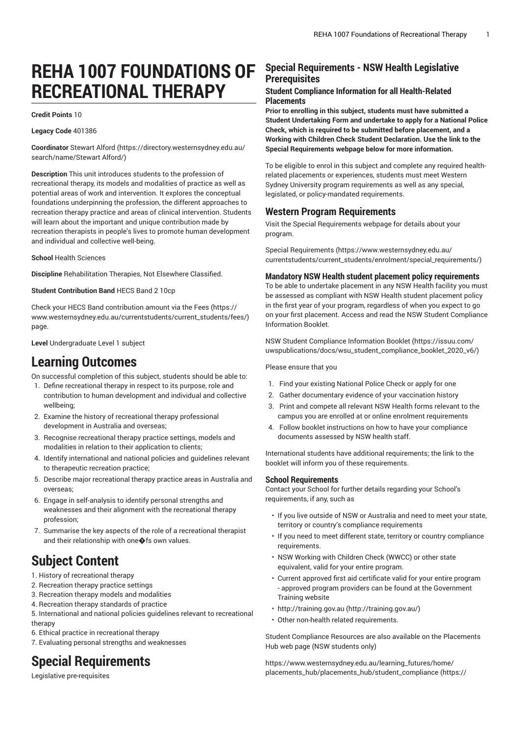# REHA 1007 FOUNDATIONS OF RECREATIONAL THERAPY

**Credit Points** 10

**Legacy Code** 401386

**Coordinator** Stewart Alford (https://directory.westernsydney.edu.au/search/name/Stewart Alford/)

**Description** This unit introduces students to the profession of recreational therapy, its models and modalities of practice as well as potential areas of work and intervention. It explores the conceptual foundations underpinning the profession, the different approaches to recreation therapy practice and areas of clinical intervention. Students will learn about the important and unique contribution made by recreation therapists in people's lives to promote human development and individual and collective well-being.

**School** Health Sciences

**Discipline** Rehabilitation Therapies, Not Elsewhere Classified.

**Student Contribution Band** HECS Band 2 10cp

Check your HECS Band contribution amount via the Fees (https://www.westernsydney.edu.au/currentstudents/current_students/fees/) page.

**Level** Undergraduate Level 1 subject

## Learning Outcomes

On successful completion of this subject, students should be able to:

1. Define recreational therapy in respect to its purpose, role and contribution to human development and individual and collective wellbeing;
2. Examine the history of recreational therapy professional development in Australia and overseas;
3. Recognise recreational therapy practice settings, models and modalities in relation to their application to clients;
4. Identify international and national policies and guidelines relevant to therapeutic recreation practice;
5. Describe major recreational therapy practice areas in Australia and overseas;
6. Engage in self-analysis to identify personal strengths and weaknesses and their alignment with the recreational therapy profession;
7. Summarise the key aspects of the role of a recreational therapist and their relationship with one�fs own values.

## Subject Content

1. History of recreational therapy
2. Recreation therapy practice settings
3. Recreation therapy models and modalities
4. Recreation therapy standards of practice
5. International and national policies guidelines relevant to recreational therapy
6. Ethical practice in recreational therapy
7. Evaluating personal strengths and weaknesses

## Special Requirements

Legislative pre-requisites

### Special Requirements - NSW Health Legislative Prerequisites

#### Student Compliance Information for all Health-Related Placements

**Prior to enrolling in this subject, students must have submitted a Student Undertaking Form and undertake to apply for a National Police Check, which is required to be submitted before placement, and a Working with Children Check Student Declaration. Use the link to the Special Requirements webpage below for more information.**

To be eligible to enrol in this subject and complete any required health-related placements or experiences, students must meet Western Sydney University program requirements as well as any special, legislated, or policy-mandated requirements.

### Western Program Requirements

Visit the Special Requirements webpage for details about your program.

Special Requirements (https://www.westernsydney.edu.au/currentstudents/current_students/enrolment/special_requirements/)

#### Mandatory NSW Health student placement policy requirements

To be able to undertake placement in any NSW Health facility you must be assessed as compliant with NSW Health student placement policy in the first year of your program, regardless of when you expect to go on your first placement. Access and read the NSW Student Compliance Information Booklet.

NSW Student Compliance Information Booklet (https://issuu.com/uwspublications/docs/wsu_student_compliance_booklet_2020_v6/)

Please ensure that you

1. Find your existing National Police Check or apply for one
2. Gather documentary evidence of your vaccination history
3. Print and compete all relevant NSW Health forms relevant to the campus you are enrolled at or online enrolment requirements
4. Follow booklet instructions on how to have your compliance documents assessed by NSW health staff.

International students have additional requirements; the link to the booklet will inform you of these requirements.

#### School Requirements

Contact your School for further details regarding your School's requirements, if any, such as

- If you live outside of NSW or Australia and need to meet your state, territory or country's compliance requirements
- If you need to meet different state, territory or country compliance requirements.
- NSW Working with Children Check (WWCC) or other state equivalent, valid for your entire program.
- Current approved first aid certificate valid for your entire program - approved program providers can be found at the Government Training website
- http://training.gov.au (http://training.gov.au/)
- Other non-health related requirements.

Student Compliance Resources are also available on the Placements Hub web page (NSW students only)

https://www.westernsydney.edu.au/learning_futures/home/placements_hub/placements_hub/student_compliance (https://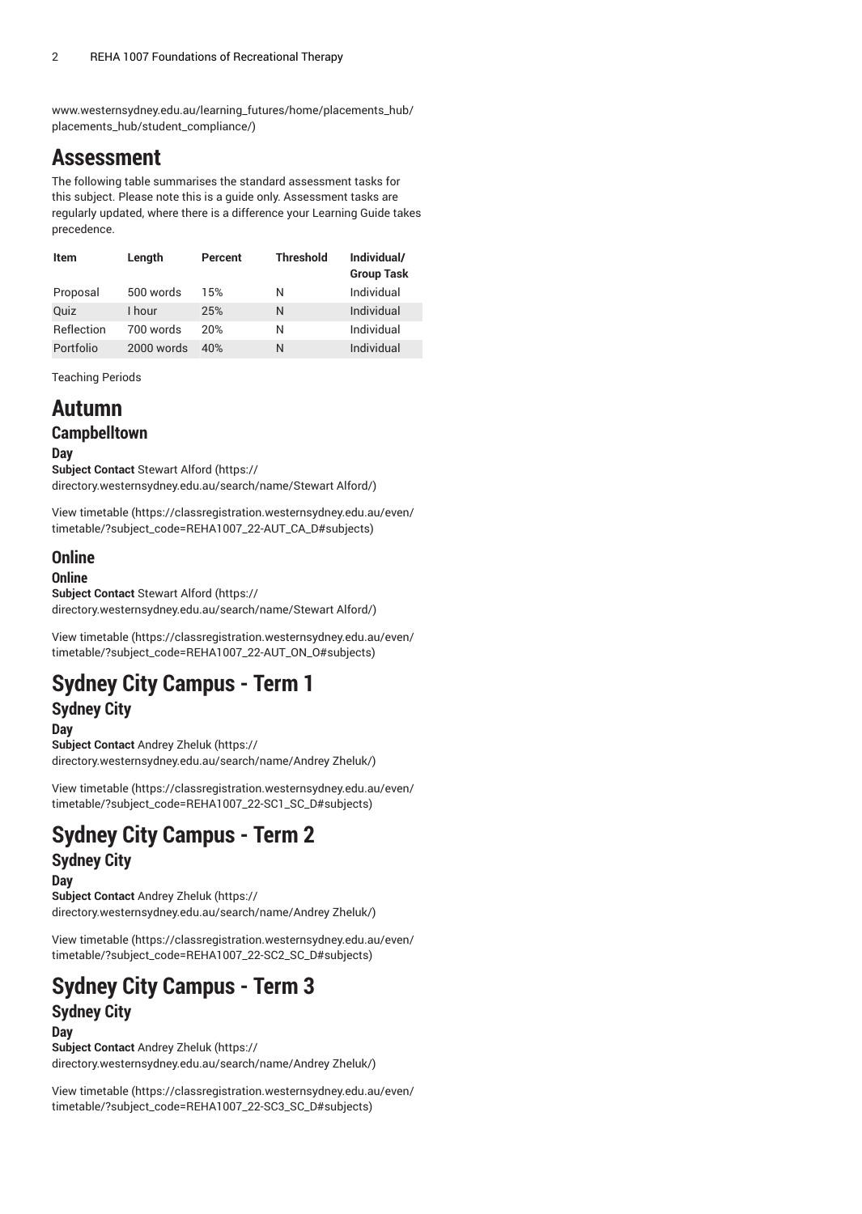www.westernsydney.edu.au/learning_futures/home/placements_hub/placements_hub/student_compliance/)

## Assessment

The following table summarises the standard assessment tasks for this subject. Please note this is a guide only. Assessment tasks are regularly updated, where there is a difference your Learning Guide takes precedence.

| Item | Length | Percent | Threshold | Individual/ Group Task |
|---|---|---|---|---|
| Proposal | 500 words | 15% | N | Individual |
| Quiz | I hour | 25% | N | Individual |
| Reflection | 700 words | 20% | N | Individual |
| Portfolio | 2000 words | 40% | N | Individual |

Teaching Periods

## Autumn

### Campbelltown

#### Day

**Subject Contact** Stewart Alford (https://directory.westernsydney.edu.au/search/name/Stewart Alford/)

View timetable (https://classregistration.westernsydney.edu.au/even/timetable/?subject_code=REHA1007_22-AUT_CA_D#subjects)

### Online

#### Online

**Subject Contact** Stewart Alford (https://directory.westernsydney.edu.au/search/name/Stewart Alford/)

View timetable (https://classregistration.westernsydney.edu.au/even/timetable/?subject_code=REHA1007_22-AUT_ON_O#subjects)

## Sydney City Campus - Term 1

### Sydney City

#### Day

**Subject Contact** Andrey Zheluk (https://directory.westernsydney.edu.au/search/name/Andrey Zheluk/)

View timetable (https://classregistration.westernsydney.edu.au/even/timetable/?subject_code=REHA1007_22-SC1_SC_D#subjects)

## Sydney City Campus - Term 2

### Sydney City

#### Day

**Subject Contact** Andrey Zheluk (https://directory.westernsydney.edu.au/search/name/Andrey Zheluk/)

View timetable (https://classregistration.westernsydney.edu.au/even/timetable/?subject_code=REHA1007_22-SC2_SC_D#subjects)

## Sydney City Campus - Term 3

### Sydney City

#### Day

**Subject Contact** Andrey Zheluk (https://directory.westernsydney.edu.au/search/name/Andrey Zheluk/)

View timetable (https://classregistration.westernsydney.edu.au/even/timetable/?subject_code=REHA1007_22-SC3_SC_D#subjects)